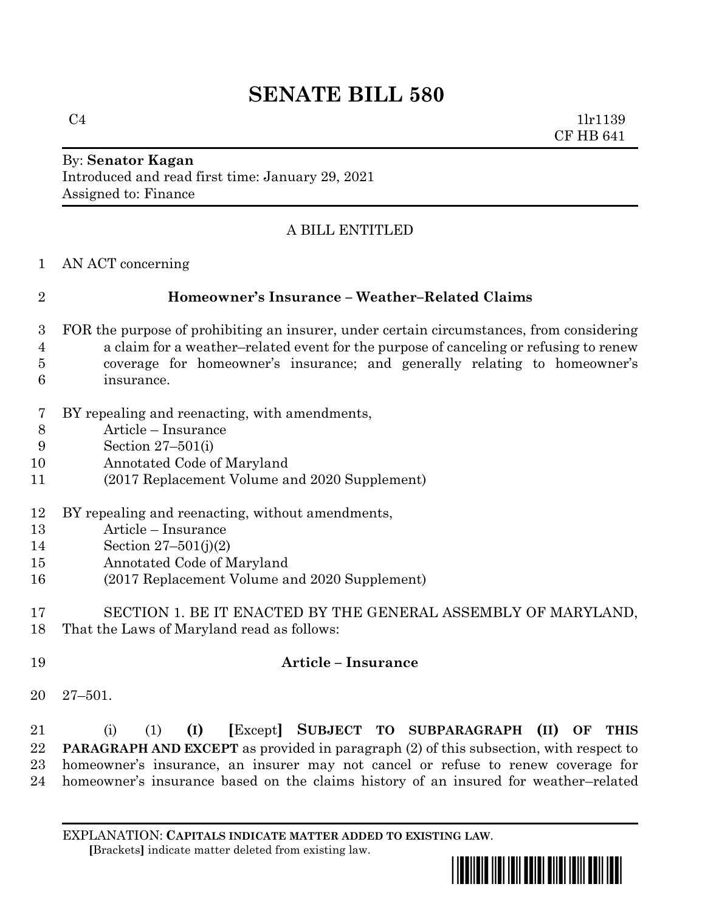# SENATE BILL 580

C4 1lr1139
CF HB 641

By: **Senator Kagan**
Introduced and read first time: January 29, 2021
Assigned to: Finance

A BILL ENTITLED

AN ACT concerning

**Homeowner's Insurance – Weather–Related Claims**

FOR the purpose of prohibiting an insurer, under certain circumstances, from considering a claim for a weather–related event for the purpose of canceling or refusing to renew coverage for homeowner's insurance; and generally relating to homeowner's insurance.

BY repealing and reenacting, with amendments,
Article – Insurance
Section 27–501(i)
Annotated Code of Maryland
(2017 Replacement Volume and 2020 Supplement)

BY repealing and reenacting, without amendments,
Article – Insurance
Section 27–501(j)(2)
Annotated Code of Maryland
(2017 Replacement Volume and 2020 Supplement)

SECTION 1. BE IT ENACTED BY THE GENERAL ASSEMBLY OF MARYLAND, That the Laws of Maryland read as follows:

**Article – Insurance**

27–501.

(i) (1) **(I)** **[**Except**]** **SUBJECT TO SUBPARAGRAPH (II) OF THIS PARAGRAPH AND EXCEPT** as provided in paragraph (2) of this subsection, with respect to homeowner's insurance, an insurer may not cancel or refuse to renew coverage for homeowner's insurance based on the claims history of an insured for weather–related

EXPLANATION: **CAPITALS INDICATE MATTER ADDED TO EXISTING LAW.**
**[**Brackets**]** indicate matter deleted from existing law.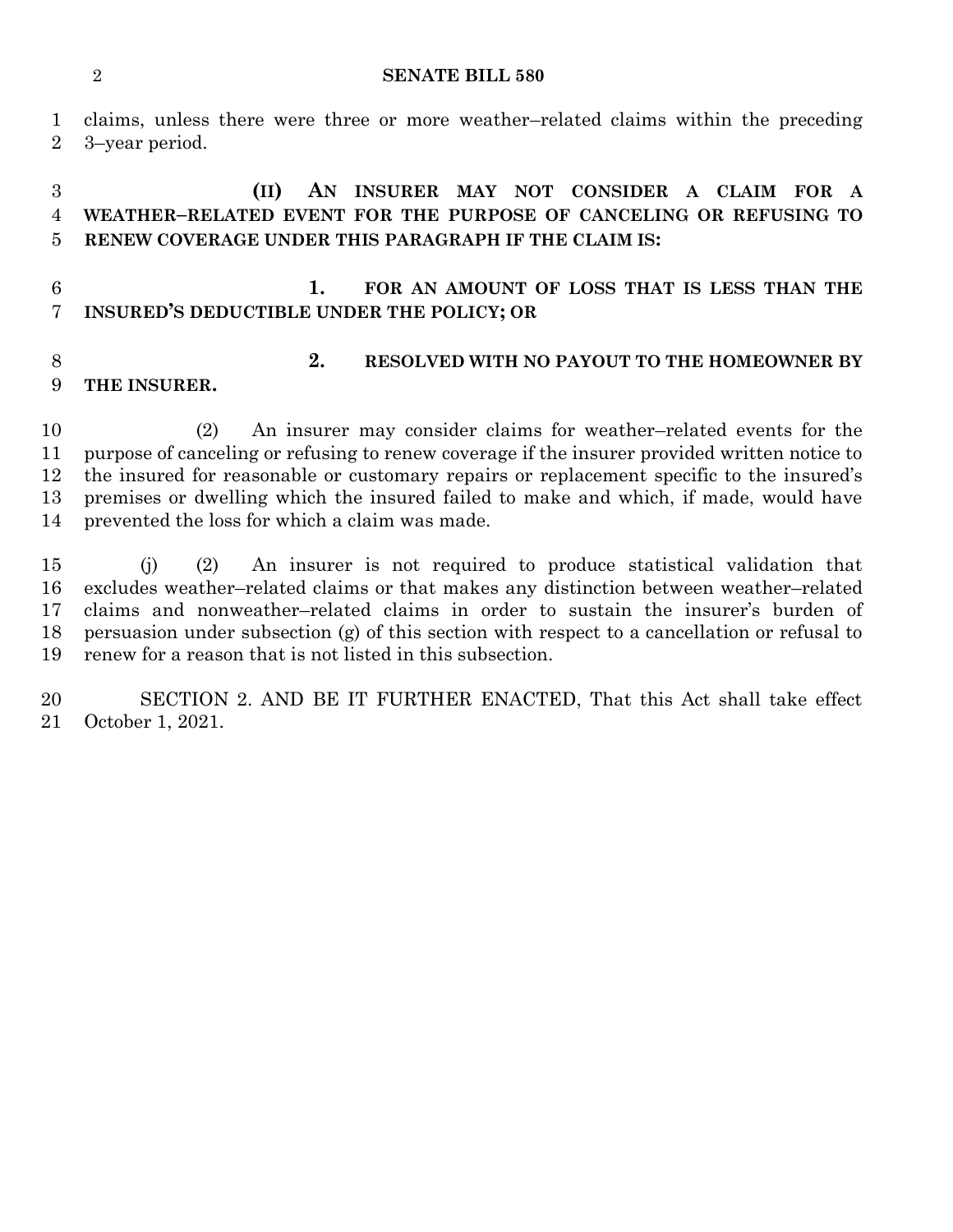claims, unless there were three or more weather–related claims within the preceding 3–year period.

**(II) AN INSURER MAY NOT CONSIDER A CLAIM FOR A WEATHER–RELATED EVENT FOR THE PURPOSE OF CANCELING OR REFUSING TO RENEW COVERAGE UNDER THIS PARAGRAPH IF THE CLAIM IS:**

**1. FOR AN AMOUNT OF LOSS THAT IS LESS THAN THE INSURED'S DEDUCTIBLE UNDER THE POLICY; OR**

**2. RESOLVED WITH NO PAYOUT TO THE HOMEOWNER BY THE INSURER.**

(2) An insurer may consider claims for weather–related events for the purpose of canceling or refusing to renew coverage if the insurer provided written notice to the insured for reasonable or customary repairs or replacement specific to the insured's premises or dwelling which the insured failed to make and which, if made, would have prevented the loss for which a claim was made.

(j) (2) An insurer is not required to produce statistical validation that excludes weather–related claims or that makes any distinction between weather–related claims and nonweather–related claims in order to sustain the insurer's burden of persuasion under subsection (g) of this section with respect to a cancellation or refusal to renew for a reason that is not listed in this subsection.

SECTION 2. AND BE IT FURTHER ENACTED, That this Act shall take effect October 1, 2021.